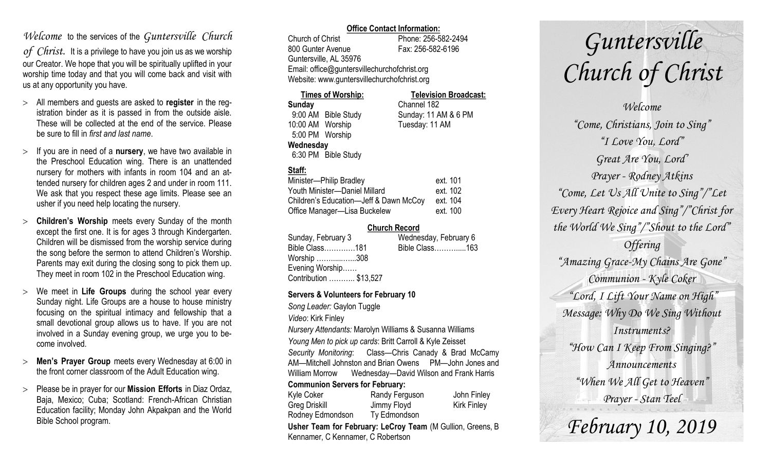*Welcome* to the services of the *Guntersville Church of Christ.* It is a privilege to have you join us as we worship our Creator. We hope that you will be spiritually uplifted in your worship time today and that you will come back and visit with us at any opportunity you have.

- All members and guests are asked to **register** in the registration binder as it is passed in from the outside aisle. These will be collected at the end of the service. Please be sure to fill in *first and last name*.
- If you are in need of a **nursery**, we have two available in the Preschool Education wing. There is an unattended nursery for mothers with infants in room 104 and an attended nursery for children ages 2 and under in room 111. We ask that you respect these age limits. Please see an usher if you need help locating the nursery.
- **Children's Worship** meets every Sunday of the month except the first one. It is for ages 3 through Kindergarten. Children will be dismissed from the worship service during the song before the sermon to attend Children's Worship. Parents may exit during the closing song to pick them up. They meet in room 102 in the Preschool Education wing.
- We meet in **Life Groups** during the school year every Sunday night. Life Groups are a house to house ministry focusing on the spiritual intimacy and fellowship that a small devotional group allows us to have. If you are not involved in a Sunday evening group, we urge you to become involved.
- **Men's Prayer Group** meets every Wednesday at 6:00 in the front corner classroom of the Adult Education wing.
- Please be in prayer for our **Mission Efforts** in Diaz Ordaz, Baja, Mexico; Cuba; Scotland: French-African Christian Education facility; Monday John Akpakpan and the World Bible School program.

**Office Contact Information:**

Church of Christ — Phone: 256-582-2494
800 Gunter Avenue — Fax: 256-582-6196
Guntersville, AL 35976
Email: office@guntersvillechurchofchrist.org
Website: www.guntersvillechurchofchrist.org

**Times of Worship:**
**Sunday**
9:00 AM Bible Study
10:00 AM Worship
5:00 PM Worship
**Wednesday**
6:30 PM Bible Study

**Television Broadcast:**
Channel 182
Sunday: 11 AM & 6 PM
Tuesday: 11 AM

**Staff:**

| | |
|---|---|
| Minister—Philip Bradley | ext. 101 |
| Youth Minister—Daniel Millard | ext. 102 |
| Children's Education—Jeff & Dawn McCoy | ext. 104 |
| Office Manager—Lisa Buckelew | ext. 100 |

**Church Record**

| Sunday, February 3 | Wednesday, February 6 |
|---|---|
| Bible Class………….181 | Bible Class………....163 |
| Worship …….....…...308 | |
| Evening Worship…… | |
| Contribution ……….. $13,527 | |

**Servers & Volunteers for February 10**

*Song Leader:* Gaylon Tuggle
*Video*: Kirk Finley
*Nursery Attendants:* Marolyn Williams & Susanna Williams
*Young Men to pick up cards*: Britt Carroll & Kyle Zeisset
*Security Monitoring*: Class—Chris Canady & Brad McCamy AM—Mitchell Johnston and Brian Owens PM—John Jones and William Morrow Wednesday—David Wilson and Frank Harris

**Communion Servers for February:**

| | | |
|---|---|---|
| Kyle Coker | Randy Ferguson | John Finley |
| Greg Driskill | Jimmy Floyd | Kirk Finley |
| Rodney Edmondson | Ty Edmondson | |

**Usher Team for February: LeCroy Team** (M Gullion, Greens, B Kennamer, C Kennamer, C Robertson

# *Guntersville Church of Christ*

*Welcome*
*"Come, Christians, Join to Sing"*
*"I Love You, Lord"*
*Great Are You, Lord*
*Prayer - Rodney Atkins*
*"Come, Let Us All Unite to Sing"/"Let Every Heart Rejoice and Sing"/"Christ for the World We Sing"/"Shout to the Lord"*
*Offering*
*"Amazing Grace-My Chains Are Gone"*
*Communion - Kyle Coker*
*"Lord, I Lift Your Name on High"*
*Message: Why Do We Sing Without Instruments?*
*"How Can I Keep From Singing?"*
*Announcements*
*"When We All Get to Heaven"*
*Prayer - Stan Teel*

## *February 10, 2019*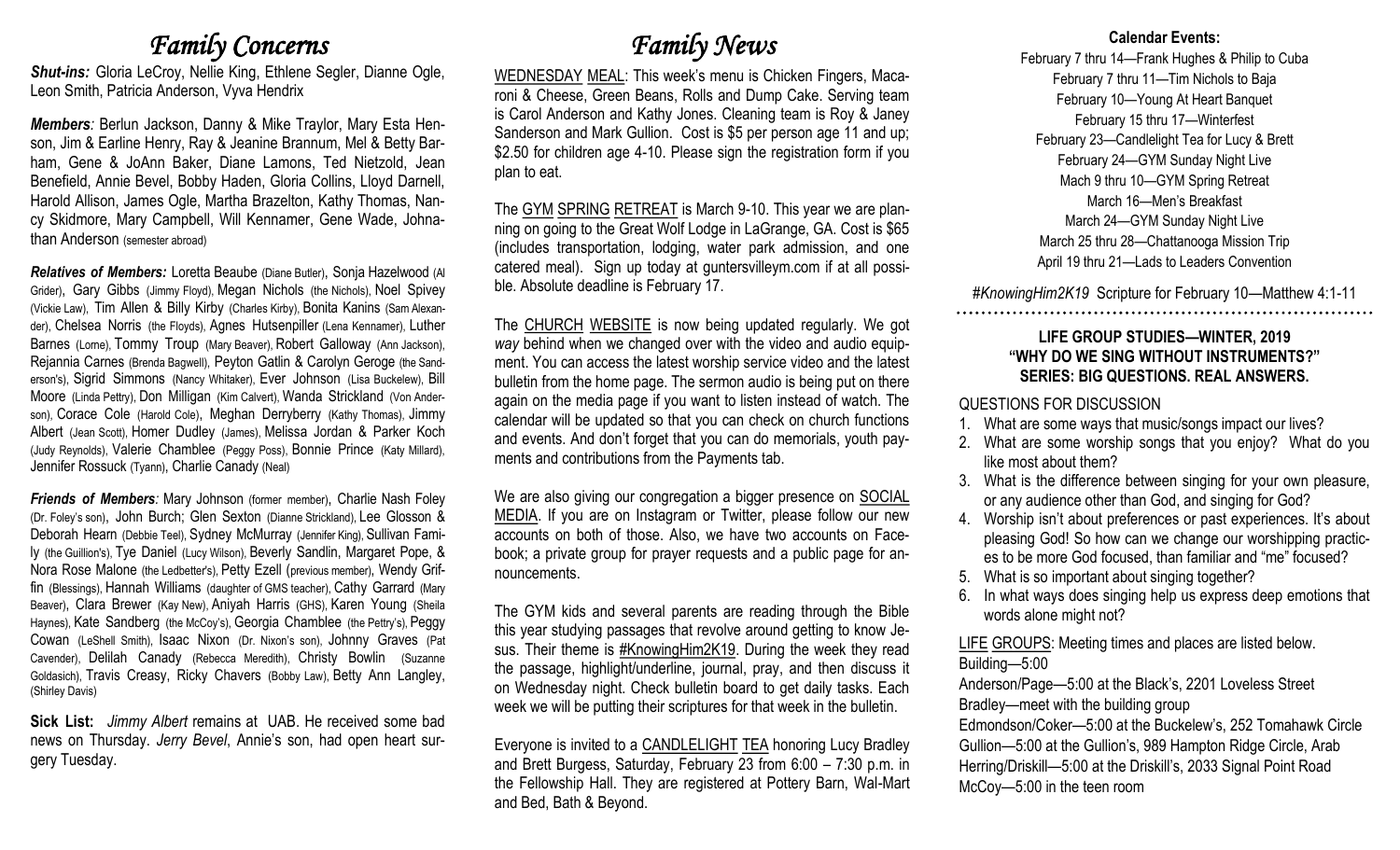# *Family Concerns*

***Shut-ins:*** Gloria LeCroy, Nellie King, Ethlene Segler, Dianne Ogle, Leon Smith, Patricia Anderson, Vyva Hendrix

***Members:*** Berlun Jackson, Danny & Mike Traylor, Mary Esta Henson, Jim & Earline Henry, Ray & Jeanine Brannum, Mel & Betty Barham, Gene & JoAnn Baker, Diane Lamons, Ted Nietzold, Jean Benefield, Annie Bevel, Bobby Haden, Gloria Collins, Lloyd Darnell, Harold Allison, James Ogle, Martha Brazelton, Kathy Thomas, Nancy Skidmore, Mary Campbell, Will Kennamer, Gene Wade, Johnathan Anderson (semester abroad)

***Relatives of Members:*** Loretta Beaube (Diane Butler), Sonja Hazelwood (Al Grider), Gary Gibbs (Jimmy Floyd), Megan Nichols (the Nichols), Noel Spivey (Vickie Law), Tim Allen & Billy Kirby (Charles Kirby), Bonita Kanins (Sam Alexander), Chelsea Norris (the Floyds), Agnes Hutsenpiller (Lena Kennamer), Luther Barnes (Lorne), Tommy Troup (Mary Beaver), Robert Galloway (Ann Jackson), Rejannia Carnes (Brenda Bagwell), Peyton Gatlin & Carolyn Geroge (the Sanderson's), Sigrid Simmons (Nancy Whitaker), Ever Johnson (Lisa Buckelew), Bill Moore (Linda Pettry), Don Milligan (Kim Calvert), Wanda Strickland (Von Anderson), Corace Cole (Harold Cole), Meghan Derryberry (Kathy Thomas), Jimmy Albert (Jean Scott), Homer Dudley (James), Melissa Jordan & Parker Koch (Judy Reynolds), Valerie Chamblee (Peggy Poss), Bonnie Prince (Katy Millard), Jennifer Rossuck (Tyann), Charlie Canady (Neal)

***Friends of Members:*** Mary Johnson (former member), Charlie Nash Foley (Dr. Foley's son), John Burch; Glen Sexton (Dianne Strickland), Lee Glosson & Deborah Hearn (Debbie Teel), Sydney McMurray (Jennifer King), Sullivan Family (the Guillion's), Tye Daniel (Lucy Wilson), Beverly Sandlin, Margaret Pope, & Nora Rose Malone (the Ledbetter's), Petty Ezell (previous member), Wendy Griffin (Blessings), Hannah Williams (daughter of GMS teacher), Cathy Garrard (Mary Beaver), Clara Brewer (Kay New), Aniyah Harris (GHS), Karen Young (Sheila Haynes), Kate Sandberg (the McCoy's), Georgia Chamblee (the Pettry's), Peggy Cowan (LeShell Smith), Isaac Nixon (Dr. Nixon's son), Johnny Graves (Pat Cavender), Delilah Canady (Rebecca Meredith), Christy Bowlin (Suzanne Goldasich), Travis Creasy, Ricky Chavers (Bobby Law), Betty Ann Langley, (Shirley Davis)

**Sick List:** *Jimmy Albert* remains at UAB. He received some bad news on Thursday. *Jerry Bevel*, Annie's son, had open heart surgery Tuesday.

# *Family News*

WEDNESDAY MEAL: This week's menu is Chicken Fingers, Macaroni & Cheese, Green Beans, Rolls and Dump Cake. Serving team is Carol Anderson and Kathy Jones. Cleaning team is Roy & Janey Sanderson and Mark Gullion. Cost is $5 per person age 11 and up; $2.50 for children age 4-10. Please sign the registration form if you plan to eat.

The GYM SPRING RETREAT is March 9-10. This year we are planning on going to the Great Wolf Lodge in LaGrange, GA. Cost is $65 (includes transportation, lodging, water park admission, and one catered meal). Sign up today at guntersvilleym.com if at all possible. Absolute deadline is February 17.

The CHURCH WEBSITE is now being updated regularly. We got *way* behind when we changed over with the video and audio equipment. You can access the latest worship service video and the latest bulletin from the home page. The sermon audio is being put on there again on the media page if you want to listen instead of watch. The calendar will be updated so that you can check on church functions and events. And don't forget that you can do memorials, youth payments and contributions from the Payments tab.

We are also giving our congregation a bigger presence on SOCIAL MEDIA. If you are on Instagram or Twitter, please follow our new accounts on both of those. Also, we have two accounts on Facebook; a private group for prayer requests and a public page for announcements.

The GYM kids and several parents are reading through the Bible this year studying passages that revolve around getting to know Jesus. Their theme is #KnowingHim2K19. During the week they read the passage, highlight/underline, journal, pray, and then discuss it on Wednesday night. Check bulletin board to get daily tasks. Each week we will be putting their scriptures for that week in the bulletin.

Everyone is invited to a CANDLELIGHT TEA honoring Lucy Bradley and Brett Burgess, Saturday, February 23 from 6:00 – 7:30 p.m. in the Fellowship Hall. They are registered at Pottery Barn, Wal-Mart and Bed, Bath & Beyond.

**Calendar Events:**

February 7 thru 14—Frank Hughes & Philip to Cuba
February 7 thru 11—Tim Nichols to Baja
February 10—Young At Heart Banquet
February 15 thru 17—Winterfest
February 23—Candlelight Tea for Lucy & Brett
February 24—GYM Sunday Night Live
Mach 9 thru 10—GYM Spring Retreat
March 16—Men's Breakfast
March 24—GYM Sunday Night Live
March 25 thru 28—Chattanooga Mission Trip
April 19 thru 21—Lads to Leaders Convention

*#KnowingHim2K19* Scripture for February 10—Matthew 4:1-11

**LIFE GROUP STUDIES—WINTER, 2019**
**"WHY DO WE SING WITHOUT INSTRUMENTS?"**
**SERIES: BIG QUESTIONS. REAL ANSWERS.**

QUESTIONS FOR DISCUSSION

1. What are some ways that music/songs impact our lives?
2. What are some worship songs that you enjoy? What do you like most about them?
3. What is the difference between singing for your own pleasure, or any audience other than God, and singing for God?
4. Worship isn't about preferences or past experiences. It's about pleasing God! So how can we change our worshipping practices to be more God focused, than familiar and "me" focused?
5. What is so important about singing together?
6. In what ways does singing help us express deep emotions that words alone might not?

LIFE GROUPS: Meeting times and places are listed below.

Building—5:00
Anderson/Page—5:00 at the Black's, 2201 Loveless Street
Bradley—meet with the building group
Edmondson/Coker—5:00 at the Buckelew's, 252 Tomahawk Circle
Gullion—5:00 at the Gullion's, 989 Hampton Ridge Circle, Arab
Herring/Driskill—5:00 at the Driskill's, 2033 Signal Point Road
McCoy—5:00 in the teen room